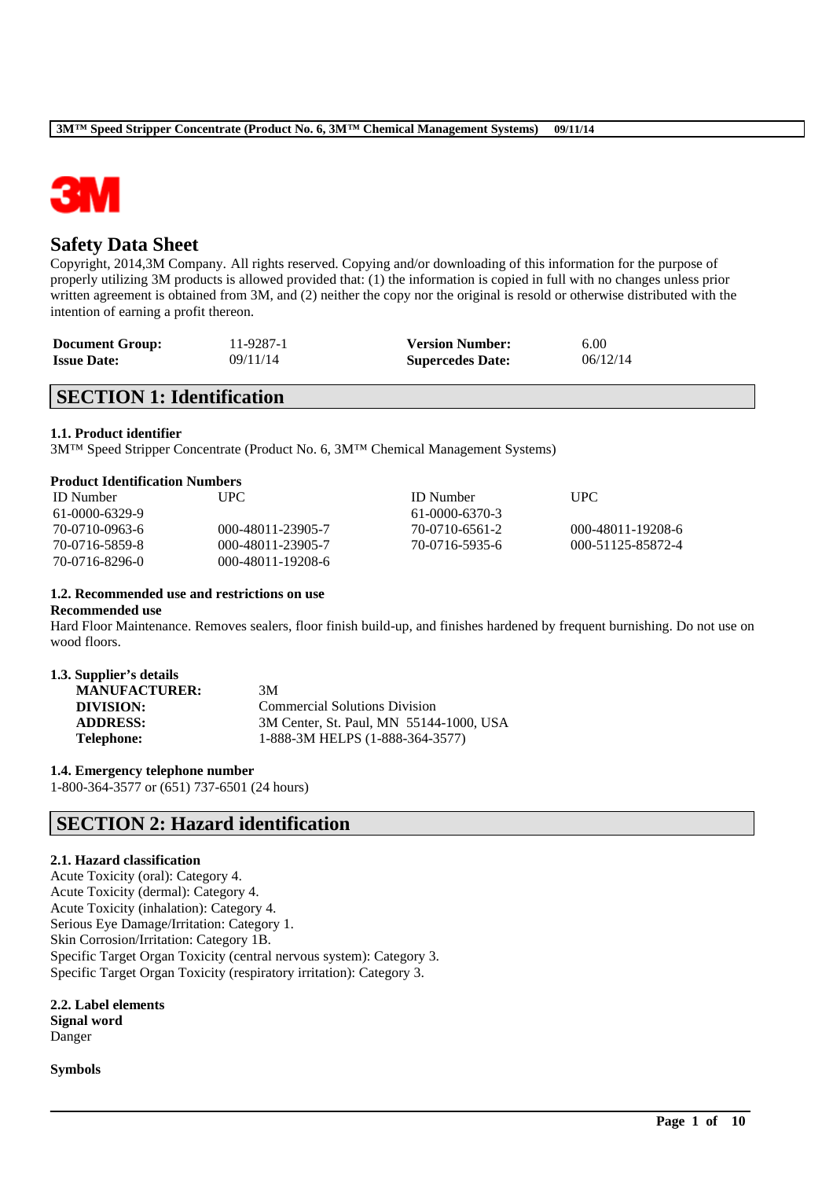# Safety Data Sheet

Copyright, 2014,3M Company. All rights reserved. Copying and/or downloading of this information for the purpose of properly utilizing 3M products is allowed provided that: (1) the information is copied in full with no changes unless prior written agreement is obtained from 3M, and (2) neither the copy nor the original is resold or otherwise distributed with the intention of earning a profit thereon.

| | | | |
|---|---|---|---|
| **Document Group:** | 11-9287-1 | **Version Number:** | 6.00 |
| **Issue Date:** | 09/11/14 | **Supercedes Date:** | 06/12/14 |

## SECTION 1: Identification

### 1.1. Product identifier

3M™ Speed Stripper Concentrate (Product No. 6, 3M™ Chemical Management Systems)

**Product Identification Numbers**

| ID Number | UPC | ID Number | UPC |
|---|---|---|---|
| 61-0000-6329-9 | | 61-0000-6370-3 | |
| 70-0710-0963-6 | 000-48011-23905-7 | 70-0710-6561-2 | 000-48011-19208-6 |
| 70-0716-5859-8 | 000-48011-23905-7 | 70-0716-5935-6 | 000-51125-85872-4 |
| 70-0716-8296-0 | 000-48011-19208-6 | | |

### 1.2. Recommended use and restrictions on use

**Recommended use**

Hard Floor Maintenance. Removes sealers, floor finish build-up, and finishes hardened by frequent burnishing. Do not use on wood floors.

### 1.3. Supplier's details

| | |
|---|---|
| **MANUFACTURER:** | 3M |
| **DIVISION:** | Commercial Solutions Division |
| **ADDRESS:** | 3M Center, St. Paul, MN 55144-1000, USA |
| **Telephone:** | 1-888-3M HELPS (1-888-364-3577) |

### 1.4. Emergency telephone number

1-800-364-3577 or (651) 737-6501 (24 hours)

## SECTION 2: Hazard identification

### 2.1. Hazard classification

Acute Toxicity (oral): Category 4.
Acute Toxicity (dermal): Category 4.
Acute Toxicity (inhalation): Category 4.
Serious Eye Damage/Irritation: Category 1.
Skin Corrosion/Irritation: Category 1B.
Specific Target Organ Toxicity (central nervous system): Category 3.
Specific Target Organ Toxicity (respiratory irritation): Category 3.

### 2.2. Label elements

**Signal word**

Danger

**Symbols**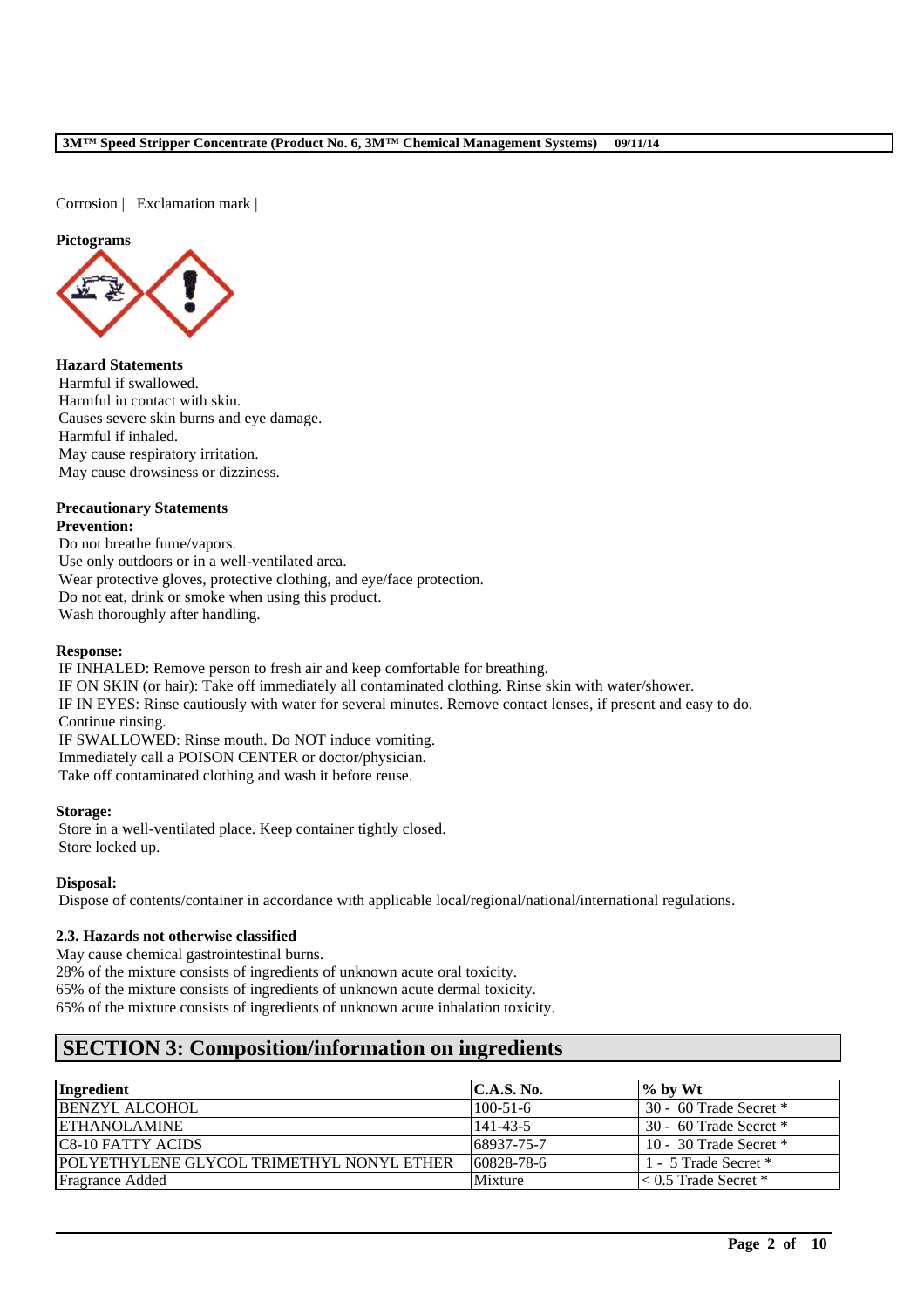Corrosion | Exclamation mark |

**Pictograms**

**Hazard Statements**

Harmful if swallowed.
Harmful in contact with skin.
Causes severe skin burns and eye damage.
Harmful if inhaled.
May cause respiratory irritation.
May cause drowsiness or dizziness.

**Precautionary Statements**

**Prevention:**

Do not breathe fume/vapors.
Use only outdoors or in a well-ventilated area.
Wear protective gloves, protective clothing, and eye/face protection.
Do not eat, drink or smoke when using this product.
Wash thoroughly after handling.

**Response:**

IF INHALED: Remove person to fresh air and keep comfortable for breathing.
IF ON SKIN (or hair): Take off immediately all contaminated clothing. Rinse skin with water/shower.
IF IN EYES: Rinse cautiously with water for several minutes. Remove contact lenses, if present and easy to do. Continue rinsing.
IF SWALLOWED: Rinse mouth. Do NOT induce vomiting.
Immediately call a POISON CENTER or doctor/physician.
Take off contaminated clothing and wash it before reuse.

**Storage:**

Store in a well-ventilated place. Keep container tightly closed.
Store locked up.

**Disposal:**

Dispose of contents/container in accordance with applicable local/regional/national/international regulations.

### 2.3. Hazards not otherwise classified

May cause chemical gastrointestinal burns.
28% of the mixture consists of ingredients of unknown acute oral toxicity.
65% of the mixture consists of ingredients of unknown acute dermal toxicity.
65% of the mixture consists of ingredients of unknown acute inhalation toxicity.

## SECTION 3: Composition/information on ingredients

| Ingredient | C.A.S. No. | % by Wt |
|---|---|---|
| BENZYL ALCOHOL | 100-51-6 | 30 - 60 Trade Secret * |
| ETHANOLAMINE | 141-43-5 | 30 - 60 Trade Secret * |
| C8-10 FATTY ACIDS | 68937-75-7 | 10 - 30 Trade Secret * |
| POLYETHYLENE GLYCOL TRIMETHYL NONYL ETHER | 60828-78-6 | 1 - 5 Trade Secret * |
| Fragrance Added | Mixture | < 0.5 Trade Secret * |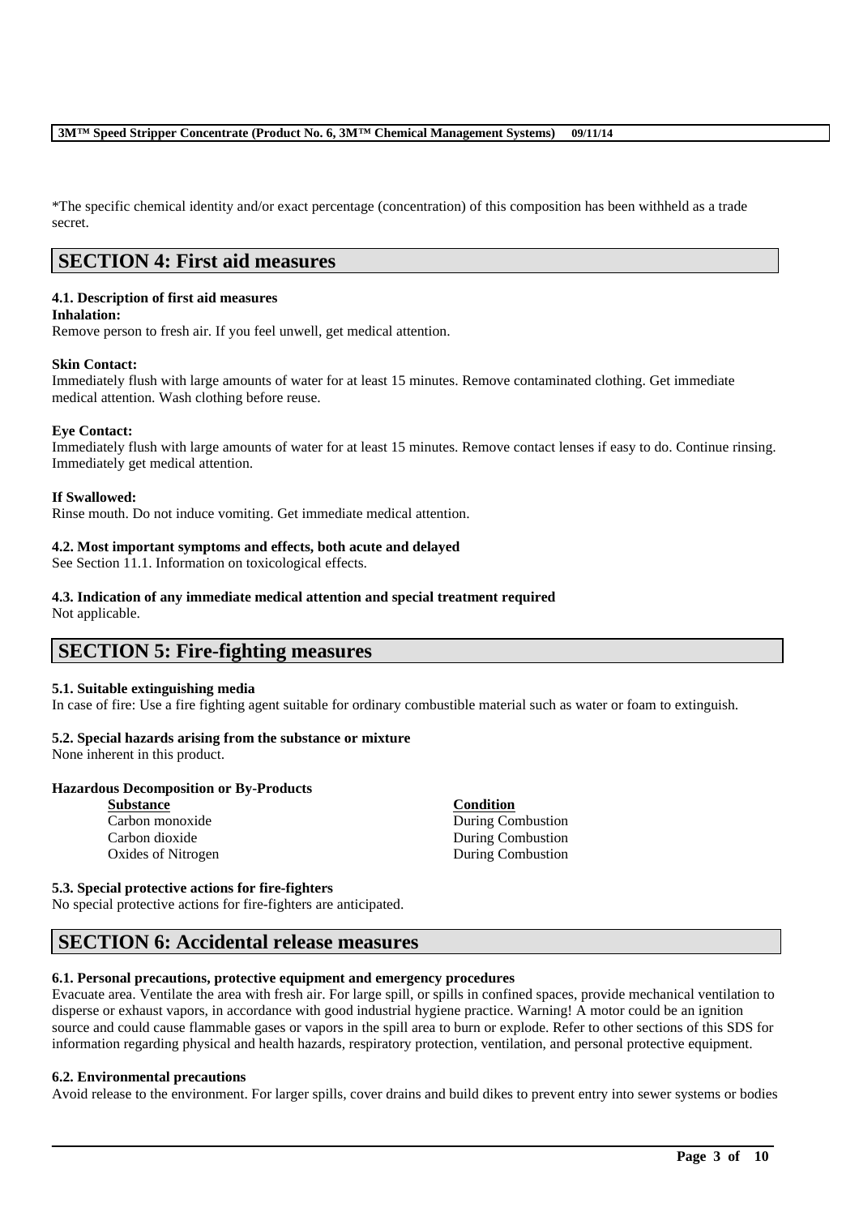*The specific chemical identity and/or exact percentage (concentration) of this composition has been withheld as a trade secret.

## SECTION 4: First aid measures

### 4.1. Description of first aid measures

**Inhalation:**
Remove person to fresh air. If you feel unwell, get medical attention.

**Skin Contact:**
Immediately flush with large amounts of water for at least 15 minutes. Remove contaminated clothing. Get immediate medical attention. Wash clothing before reuse.

**Eye Contact:**
Immediately flush with large amounts of water for at least 15 minutes. Remove contact lenses if easy to do. Continue rinsing. Immediately get medical attention.

**If Swallowed:**
Rinse mouth. Do not induce vomiting. Get immediate medical attention.

### 4.2. Most important symptoms and effects, both acute and delayed

See Section 11.1. Information on toxicological effects.

### 4.3. Indication of any immediate medical attention and special treatment required

Not applicable.

## SECTION 5: Fire-fighting measures

### 5.1. Suitable extinguishing media

In case of fire: Use a fire fighting agent suitable for ordinary combustible material such as water or foam to extinguish.

### 5.2. Special hazards arising from the substance or mixture

None inherent in this product.

**Hazardous Decomposition or By-Products**

| Substance | Condition |
|---|---|
| Carbon monoxide | During Combustion |
| Carbon dioxide | During Combustion |
| Oxides of Nitrogen | During Combustion |

### 5.3. Special protective actions for fire-fighters

No special protective actions for fire-fighters are anticipated.

## SECTION 6: Accidental release measures

### 6.1. Personal precautions, protective equipment and emergency procedures

Evacuate area. Ventilate the area with fresh air. For large spill, or spills in confined spaces, provide mechanical ventilation to disperse or exhaust vapors, in accordance with good industrial hygiene practice. Warning! A motor could be an ignition source and could cause flammable gases or vapors in the spill area to burn or explode. Refer to other sections of this SDS for information regarding physical and health hazards, respiratory protection, ventilation, and personal protective equipment.

### 6.2. Environmental precautions

Avoid release to the environment. For larger spills, cover drains and build dikes to prevent entry into sewer systems or bodies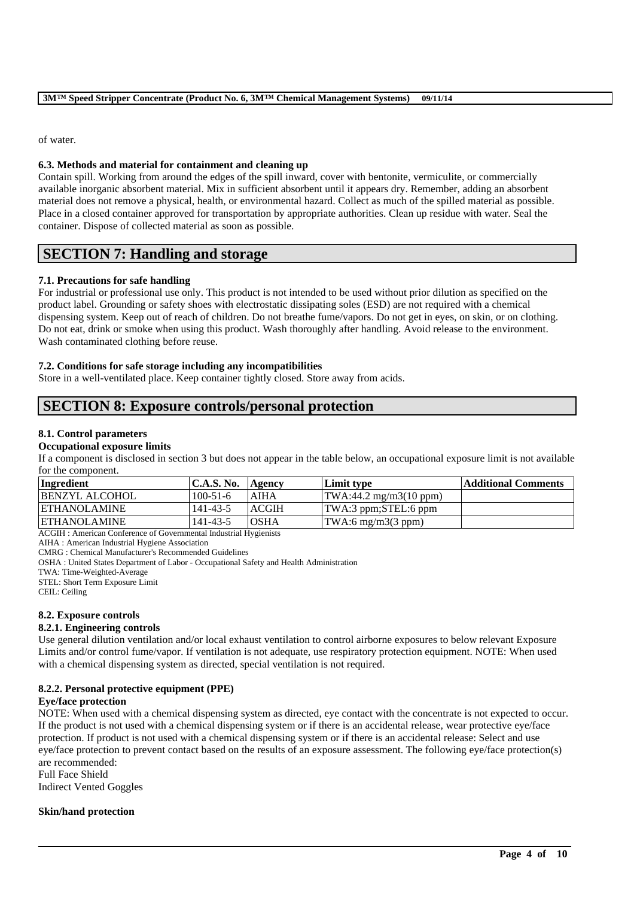of water.

### 6.3. Methods and material for containment and cleaning up

Contain spill. Working from around the edges of the spill inward, cover with bentonite, vermiculite, or commercially available inorganic absorbent material. Mix in sufficient absorbent until it appears dry. Remember, adding an absorbent material does not remove a physical, health, or environmental hazard. Collect as much of the spilled material as possible. Place in a closed container approved for transportation by appropriate authorities. Clean up residue with water. Seal the container. Dispose of collected material as soon as possible.

## SECTION 7: Handling and storage

### 7.1. Precautions for safe handling

For industrial or professional use only. This product is not intended to be used without prior dilution as specified on the product label. Grounding or safety shoes with electrostatic dissipating soles (ESD) are not required with a chemical dispensing system. Keep out of reach of children. Do not breathe fume/vapors. Do not get in eyes, on skin, or on clothing. Do not eat, drink or smoke when using this product. Wash thoroughly after handling. Avoid release to the environment. Wash contaminated clothing before reuse.

### 7.2. Conditions for safe storage including any incompatibilities

Store in a well-ventilated place. Keep container tightly closed. Store away from acids.

## SECTION 8: Exposure controls/personal protection

### 8.1. Control parameters

**Occupational exposure limits**

If a component is disclosed in section 3 but does not appear in the table below, an occupational exposure limit is not available for the component.

| Ingredient | C.A.S. No. | Agency | Limit type | Additional Comments |
|---|---|---|---|---|
| BENZYL ALCOHOL | 100-51-6 | AIHA | TWA:44.2 mg/m3(10 ppm) | |
| ETHANOLAMINE | 141-43-5 | ACGIH | TWA:3 ppm;STEL:6 ppm | |
| ETHANOLAMINE | 141-43-5 | OSHA | TWA:6 mg/m3(3 ppm) | |

ACGIH : American Conference of Governmental Industrial Hygienists
AIHA : American Industrial Hygiene Association
CMRG : Chemical Manufacturer's Recommended Guidelines
OSHA : United States Department of Labor - Occupational Safety and Health Administration
TWA: Time-Weighted-Average
STEL: Short Term Exposure Limit
CEIL: Ceiling

### 8.2. Exposure controls

#### 8.2.1. Engineering controls

Use general dilution ventilation and/or local exhaust ventilation to control airborne exposures to below relevant Exposure Limits and/or control fume/vapor. If ventilation is not adequate, use respiratory protection equipment. NOTE: When used with a chemical dispensing system as directed, special ventilation is not required.

#### 8.2.2. Personal protective equipment (PPE)

**Eye/face protection**

NOTE: When used with a chemical dispensing system as directed, eye contact with the concentrate is not expected to occur. If the product is not used with a chemical dispensing system or if there is an accidental release, wear protective eye/face protection. If product is not used with a chemical dispensing system or if there is an accidental release: Select and use eye/face protection to prevent contact based on the results of an exposure assessment. The following eye/face protection(s) are recommended:
Full Face Shield
Indirect Vented Goggles

**Skin/hand protection**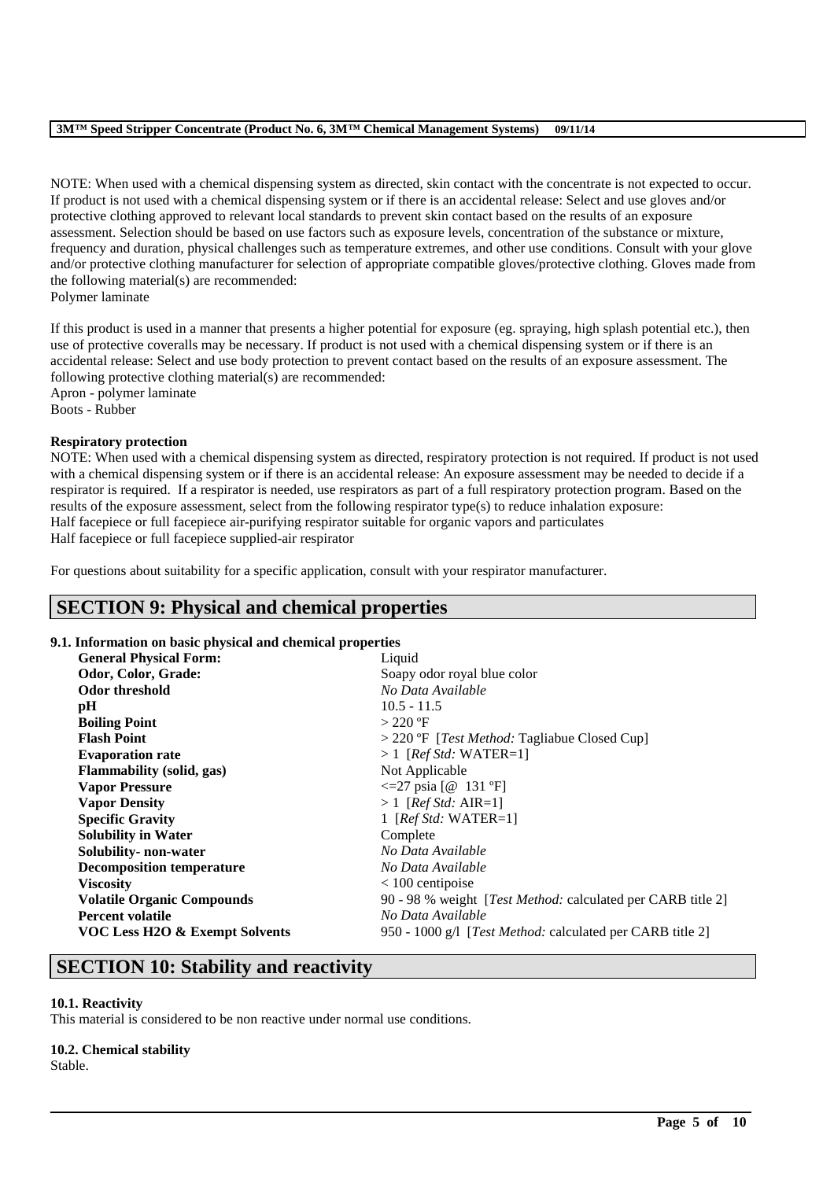NOTE: When used with a chemical dispensing system as directed, skin contact with the concentrate is not expected to occur. If product is not used with a chemical dispensing system or if there is an accidental release: Select and use gloves and/or protective clothing approved to relevant local standards to prevent skin contact based on the results of an exposure assessment. Selection should be based on use factors such as exposure levels, concentration of the substance or mixture, frequency and duration, physical challenges such as temperature extremes, and other use conditions. Consult with your glove and/or protective clothing manufacturer for selection of appropriate compatible gloves/protective clothing. Gloves made from the following material(s) are recommended:
Polymer laminate

If this product is used in a manner that presents a higher potential for exposure (eg. spraying, high splash potential etc.), then use of protective coveralls may be necessary. If product is not used with a chemical dispensing system or if there is an accidental release: Select and use body protection to prevent contact based on the results of an exposure assessment. The following protective clothing material(s) are recommended:
Apron - polymer laminate
Boots - Rubber

**Respiratory protection**

NOTE: When used with a chemical dispensing system as directed, respiratory protection is not required. If product is not used with a chemical dispensing system or if there is an accidental release: An exposure assessment may be needed to decide if a respirator is required. If a respirator is needed, use respirators as part of a full respiratory protection program. Based on the results of the exposure assessment, select from the following respirator type(s) to reduce inhalation exposure:
Half facepiece or full facepiece air-purifying respirator suitable for organic vapors and particulates
Half facepiece or full facepiece supplied-air respirator

For questions about suitability for a specific application, consult with your respirator manufacturer.

## SECTION 9: Physical and chemical properties

### 9.1. Information on basic physical and chemical properties

| | |
|---|---|
| **General Physical Form:** | Liquid |
| **Odor, Color, Grade:** | Soapy odor royal blue color |
| **Odor threshold** | *No Data Available* |
| **pH** | 10.5 - 11.5 |
| **Boiling Point** | > 220 ºF |
| **Flash Point** | > 220 ºF [*Test Method:* Tagliabue Closed Cup] |
| **Evaporation rate** | > 1 [*Ref Std:* WATER=1] |
| **Flammability (solid, gas)** | Not Applicable |
| **Vapor Pressure** | <=27 psia [@ 131 ºF] |
| **Vapor Density** | > 1 [*Ref Std:* AIR=1] |
| **Specific Gravity** | 1 [*Ref Std:* WATER=1] |
| **Solubility in Water** | Complete |
| **Solubility- non-water** | *No Data Available* |
| **Decomposition temperature** | *No Data Available* |
| **Viscosity** | < 100 centipoise |
| **Volatile Organic Compounds** | 90 - 98 % weight [*Test Method:* calculated per CARB title 2] |
| **Percent volatile** | *No Data Available* |
| **VOC Less H2O & Exempt Solvents** | 950 - 1000 g/l [*Test Method:* calculated per CARB title 2] |

## SECTION 10: Stability and reactivity

### 10.1. Reactivity

This material is considered to be non reactive under normal use conditions.

### 10.2. Chemical stability

Stable.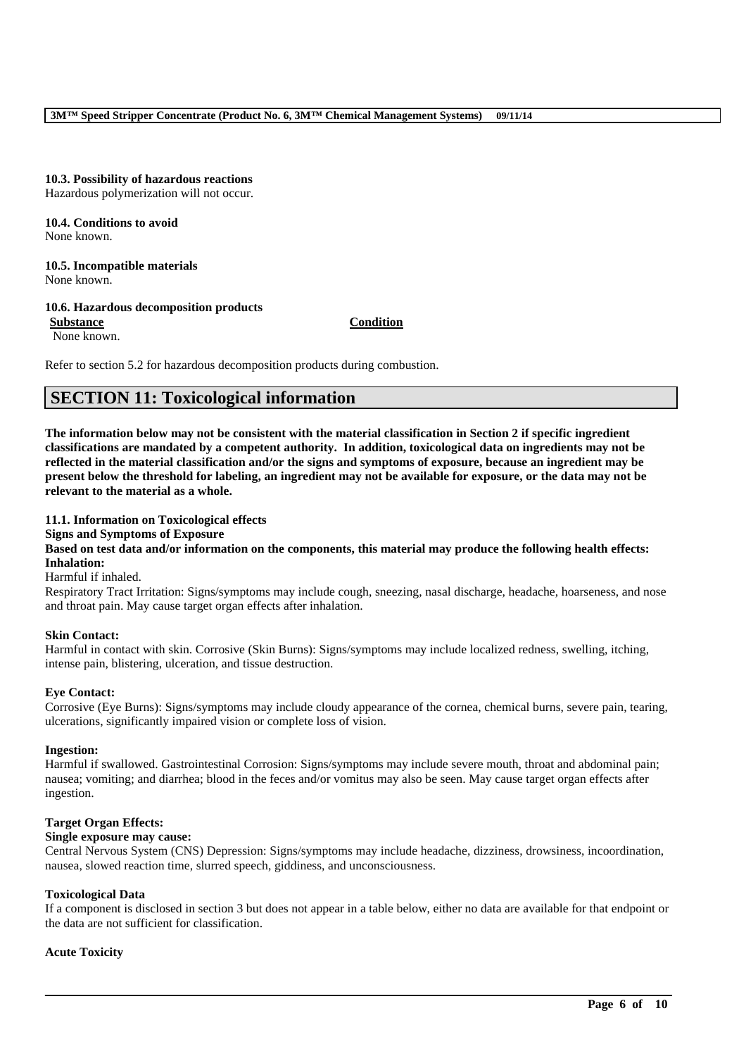**10.3. Possibility of hazardous reactions**
Hazardous polymerization will not occur.

**10.4. Conditions to avoid**
None known.

**10.5. Incompatible materials**
None known.

**10.6. Hazardous decomposition products**

| Substance | Condition |
|---|---|
| None known. | |

Refer to section 5.2 for hazardous decomposition products during combustion.

## SECTION 11: Toxicological information

**The information below may not be consistent with the material classification in Section 2 if specific ingredient classifications are mandated by a competent authority. In addition, toxicological data on ingredients may not be reflected in the material classification and/or the signs and symptoms of exposure, because an ingredient may be present below the threshold for labeling, an ingredient may not be available for exposure, or the data may not be relevant to the material as a whole.**

**11.1. Information on Toxicological effects**

**Signs and Symptoms of Exposure**

**Based on test data and/or information on the components, this material may produce the following health effects:**

**Inhalation:**
Harmful if inhaled.
Respiratory Tract Irritation: Signs/symptoms may include cough, sneezing, nasal discharge, headache, hoarseness, and nose and throat pain. May cause target organ effects after inhalation.

**Skin Contact:**
Harmful in contact with skin. Corrosive (Skin Burns): Signs/symptoms may include localized redness, swelling, itching, intense pain, blistering, ulceration, and tissue destruction.

**Eye Contact:**
Corrosive (Eye Burns): Signs/symptoms may include cloudy appearance of the cornea, chemical burns, severe pain, tearing, ulcerations, significantly impaired vision or complete loss of vision.

**Ingestion:**
Harmful if swallowed. Gastrointestinal Corrosion: Signs/symptoms may include severe mouth, throat and abdominal pain; nausea; vomiting; and diarrhea; blood in the feces and/or vomitus may also be seen. May cause target organ effects after ingestion.

**Target Organ Effects:**

**Single exposure may cause:**
Central Nervous System (CNS) Depression: Signs/symptoms may include headache, dizziness, drowsiness, incoordination, nausea, slowed reaction time, slurred speech, giddiness, and unconsciousness.

**Toxicological Data**
If a component is disclosed in section 3 but does not appear in a table below, either no data are available for that endpoint or the data are not sufficient for classification.

**Acute Toxicity**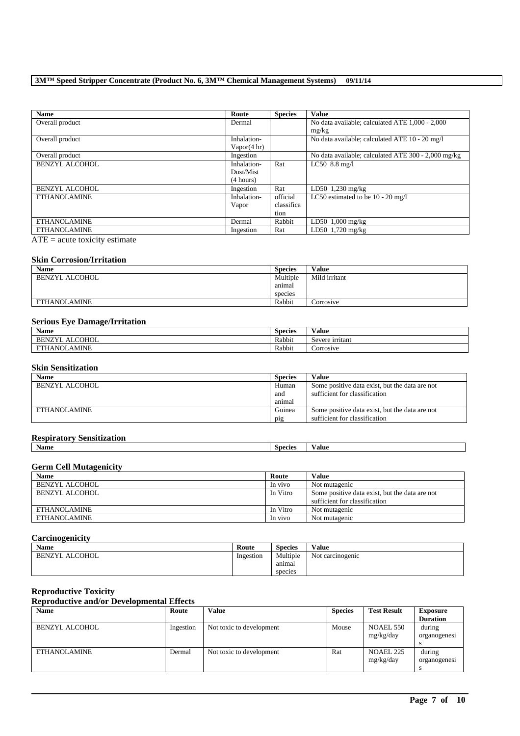| Name | Route | Species | Value |
|---|---|---|---|
| Overall product | Dermal | | No data available; calculated ATE 1,000 - 2,000 mg/kg |
| Overall product | Inhalation-Vapor(4 hr) | | No data available; calculated ATE 10 - 20 mg/l |
| Overall product | Ingestion | | No data available; calculated ATE 300 - 2,000 mg/kg |
| BENZYL ALCOHOL | Inhalation-Dust/Mist (4 hours) | Rat | LC50 8.8 mg/l |
| BENZYL ALCOHOL | Ingestion | Rat | LD50 1,230 mg/kg |
| ETHANOLAMINE | Inhalation-Vapor | official classification | LC50 estimated to be 10 - 20 mg/l |
| ETHANOLAMINE | Dermal | Rabbit | LD50 1,000 mg/kg |
| ETHANOLAMINE | Ingestion | Rat | LD50 1,720 mg/kg |

ATE = acute toxicity estimate

### Skin Corrosion/Irritation

| Name | Species | Value |
|---|---|---|
| BENZYL ALCOHOL | Multiple animal species | Mild irritant |
| ETHANOLAMINE | Rabbit | Corrosive |

### Serious Eye Damage/Irritation

| Name | Species | Value |
|---|---|---|
| BENZYL ALCOHOL | Rabbit | Severe irritant |
| ETHANOLAMINE | Rabbit | Corrosive |

### Skin Sensitization

| Name | Species | Value |
|---|---|---|
| BENZYL ALCOHOL | Human and animal | Some positive data exist, but the data are not sufficient for classification |
| ETHANOLAMINE | Guinea pig | Some positive data exist, but the data are not sufficient for classification |

### Respiratory Sensitization

| Name | Species | Value |
|---|---|---|

### Germ Cell Mutagenicity

| Name | Route | Value |
|---|---|---|
| BENZYL ALCOHOL | In vivo | Not mutagenic |
| BENZYL ALCOHOL | In Vitro | Some positive data exist, but the data are not sufficient for classification |
| ETHANOLAMINE | In Vitro | Not mutagenic |
| ETHANOLAMINE | In vivo | Not mutagenic |

### Carcinogenicity

| Name | Route | Species | Value |
|---|---|---|---|
| BENZYL ALCOHOL | Ingestion | Multiple animal species | Not carcinogenic |

### Reproductive Toxicity

#### Reproductive and/or Developmental Effects

| Name | Route | Value | Species | Test Result | Exposure Duration |
|---|---|---|---|---|---|
| BENZYL ALCOHOL | Ingestion | Not toxic to development | Mouse | NOAEL 550 mg/kg/day | during organogenesis |
| ETHANOLAMINE | Dermal | Not toxic to development | Rat | NOAEL 225 mg/kg/day | during organogenesis |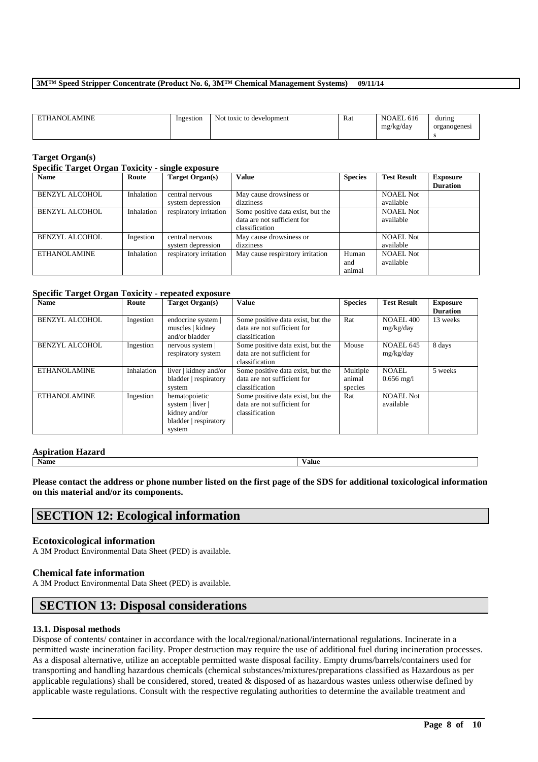| ETHANOLAMINE | Ingestion | Not toxic to development | Rat | NOAEL 616 mg/kg/day | during organogenesis |
|---|---|---|---|---|---|

### Target Organ(s)

#### Specific Target Organ Toxicity - single exposure

| Name | Route | Target Organ(s) | Value | Species | Test Result | Exposure Duration |
|---|---|---|---|---|---|---|
| BENZYL ALCOHOL | Inhalation | central nervous system depression | May cause drowsiness or dizziness | | NOAEL Not available | |
| BENZYL ALCOHOL | Inhalation | respiratory irritation | Some positive data exist, but the data are not sufficient for classification | | NOAEL Not available | |
| BENZYL ALCOHOL | Ingestion | central nervous system depression | May cause drowsiness or dizziness | | NOAEL Not available | |
| ETHANOLAMINE | Inhalation | respiratory irritation | May cause respiratory irritation | Human and animal | NOAEL Not available | |

#### Specific Target Organ Toxicity - repeated exposure

| Name | Route | Target Organ(s) | Value | Species | Test Result | Exposure Duration |
|---|---|---|---|---|---|---|
| BENZYL ALCOHOL | Ingestion | endocrine system \| muscles \| kidney and/or bladder | Some positive data exist, but the data are not sufficient for classification | Rat | NOAEL 400 mg/kg/day | 13 weeks |
| BENZYL ALCOHOL | Ingestion | nervous system \| respiratory system | Some positive data exist, but the data are not sufficient for classification | Mouse | NOAEL 645 mg/kg/day | 8 days |
| ETHANOLAMINE | Inhalation | liver \| kidney and/or bladder \| respiratory system | Some positive data exist, but the data are not sufficient for classification | Multiple animal species | NOAEL 0.656 mg/l | 5 weeks |
| ETHANOLAMINE | Ingestion | hematopoietic system \| liver \| kidney and/or bladder \| respiratory system | Some positive data exist, but the data are not sufficient for classification | Rat | NOAEL Not available | |

#### Aspiration Hazard

| Name | Value |
|---|---|

**Please contact the address or phone number listed on the first page of the SDS for additional toxicological information on this material and/or its components.**

## SECTION 12: Ecological information

### Ecotoxicological information

A 3M Product Environmental Data Sheet (PED) is available.

### Chemical fate information

A 3M Product Environmental Data Sheet (PED) is available.

## SECTION 13: Disposal considerations

#### 13.1. Disposal methods

Dispose of contents/ container in accordance with the local/regional/national/international regulations. Incinerate in a permitted waste incineration facility. Proper destruction may require the use of additional fuel during incineration processes. As a disposal alternative, utilize an acceptable permitted waste disposal facility. Empty drums/barrels/containers used for transporting and handling hazardous chemicals (chemical substances/mixtures/preparations classified as Hazardous as per applicable regulations) shall be considered, stored, treated & disposed of as hazardous wastes unless otherwise defined by applicable waste regulations. Consult with the respective regulating authorities to determine the available treatment and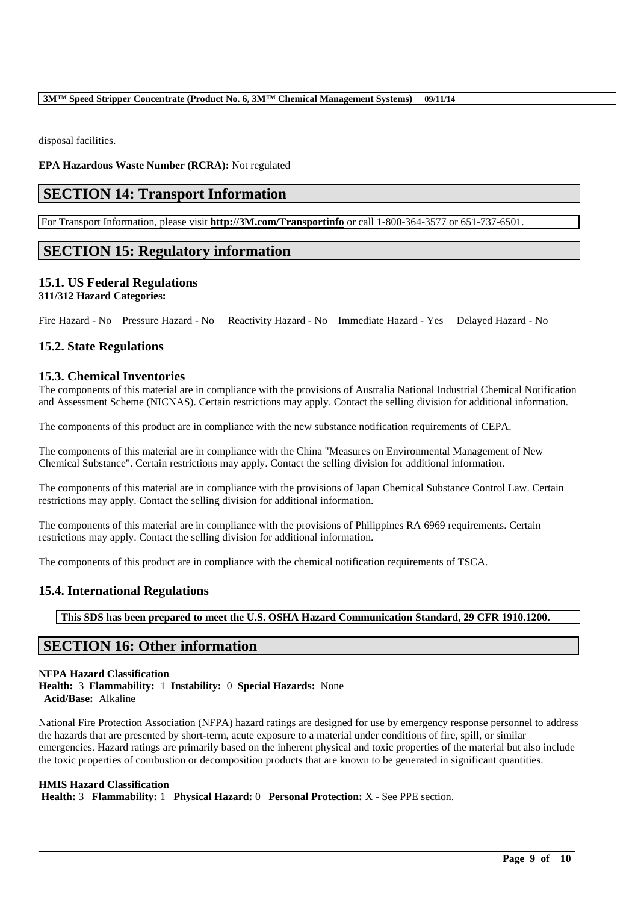disposal facilities.

**EPA Hazardous Waste Number (RCRA):** Not regulated

## SECTION 14: Transport Information

For Transport Information, please visit **http://3M.com/Transportinfo** or call 1-800-364-3577 or 651-737-6501.

## SECTION 15: Regulatory information

### 15.1. US Federal Regulations

**311/312 Hazard Categories:**

Fire Hazard - No    Pressure Hazard - No    Reactivity Hazard - No    Immediate Hazard - Yes    Delayed Hazard - No

### 15.2. State Regulations

### 15.3. Chemical Inventories

The components of this material are in compliance with the provisions of Australia National Industrial Chemical Notification and Assessment Scheme (NICNAS). Certain restrictions may apply. Contact the selling division for additional information.

The components of this product are in compliance with the new substance notification requirements of CEPA.

The components of this material are in compliance with the China "Measures on Environmental Management of New Chemical Substance". Certain restrictions may apply. Contact the selling division for additional information.

The components of this material are in compliance with the provisions of Japan Chemical Substance Control Law. Certain restrictions may apply. Contact the selling division for additional information.

The components of this material are in compliance with the provisions of Philippines RA 6969 requirements. Certain restrictions may apply. Contact the selling division for additional information.

The components of this product are in compliance with the chemical notification requirements of TSCA.

### 15.4. International Regulations

**This SDS has been prepared to meet the U.S. OSHA Hazard Communication Standard, 29 CFR 1910.1200.**

## SECTION 16: Other information

**NFPA Hazard Classification**
**Health:** 3 **Flammability:** 1 **Instability:** 0 **Special Hazards:** None
**Acid/Base:** Alkaline

National Fire Protection Association (NFPA) hazard ratings are designed for use by emergency response personnel to address the hazards that are presented by short-term, acute exposure to a material under conditions of fire, spill, or similar emergencies. Hazard ratings are primarily based on the inherent physical and toxic properties of the material but also include the toxic properties of combustion or decomposition products that are known to be generated in significant quantities.

**HMIS Hazard Classification**
**Health:** 3 **Flammability:** 1 **Physical Hazard:** 0 **Personal Protection:** X - See PPE section.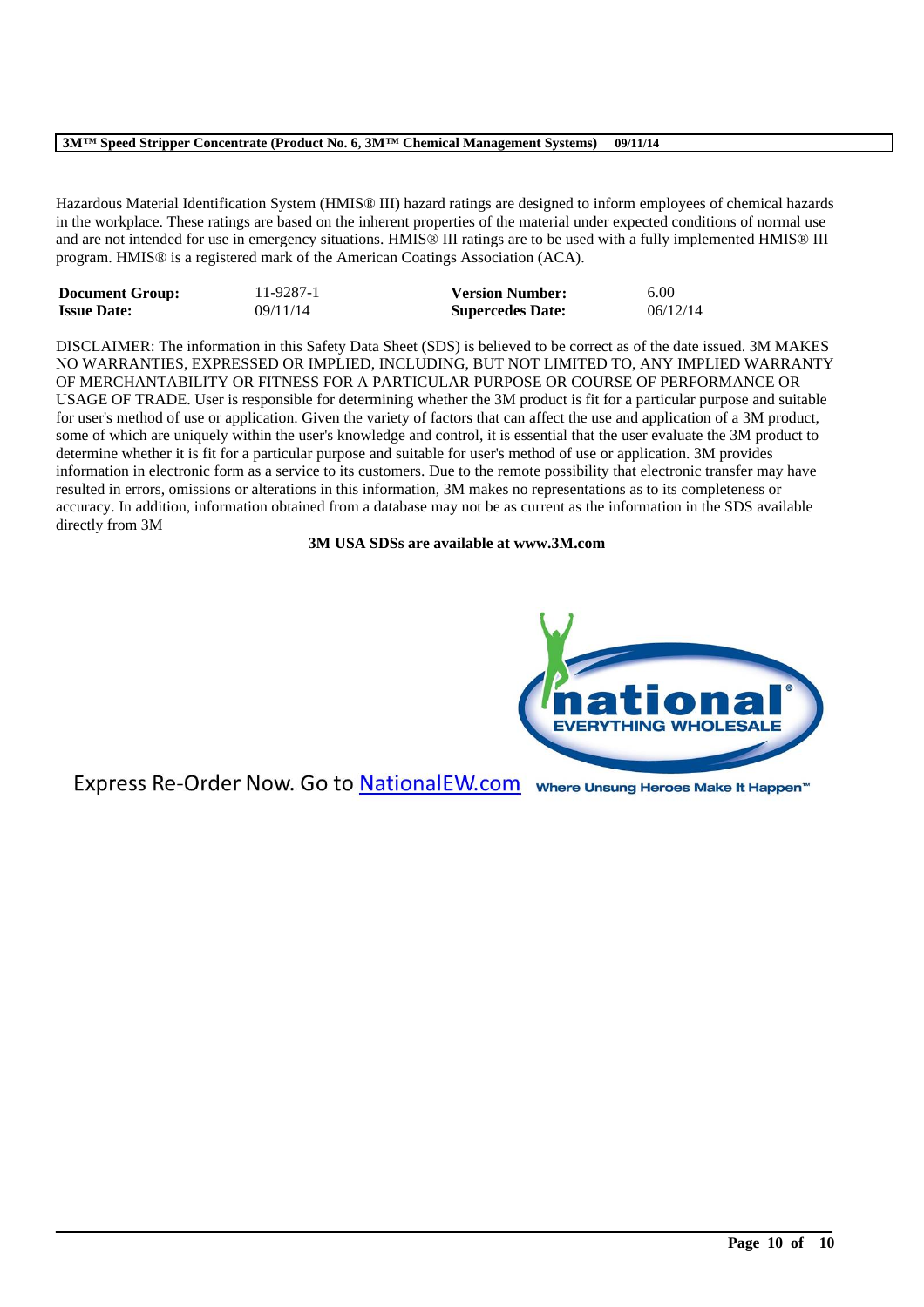Hazardous Material Identification System (HMIS® III) hazard ratings are designed to inform employees of chemical hazards in the workplace. These ratings are based on the inherent properties of the material under expected conditions of normal use and are not intended for use in emergency situations. HMIS® III ratings are to be used with a fully implemented HMIS® III program. HMIS® is a registered mark of the American Coatings Association (ACA).

| | | | |
|---|---|---|---|
| **Document Group:** | 11-9287-1 | **Version Number:** | 6.00 |
| **Issue Date:** | 09/11/14 | **Supercedes Date:** | 06/12/14 |

DISCLAIMER: The information in this Safety Data Sheet (SDS) is believed to be correct as of the date issued. 3M MAKES NO WARRANTIES, EXPRESSED OR IMPLIED, INCLUDING, BUT NOT LIMITED TO, ANY IMPLIED WARRANTY OF MERCHANTABILITY OR FITNESS FOR A PARTICULAR PURPOSE OR COURSE OF PERFORMANCE OR USAGE OF TRADE. User is responsible for determining whether the 3M product is fit for a particular purpose and suitable for user's method of use or application. Given the variety of factors that can affect the use and application of a 3M product, some of which are uniquely within the user's knowledge and control, it is essential that the user evaluate the 3M product to determine whether it is fit for a particular purpose and suitable for user's method of use or application. 3M provides information in electronic form as a service to its customers. Due to the remote possibility that electronic transfer may have resulted in errors, omissions or alterations in this information, 3M makes no representations as to its completeness or accuracy. In addition, information obtained from a database may not be as current as the information in the SDS available directly from 3M

**3M USA SDSs are available at www.3M.com**

national® EVERYTHING WHOLESALE

Express Re-Order Now. Go to NationalEW.com Where Unsung Heroes Make It Happen™